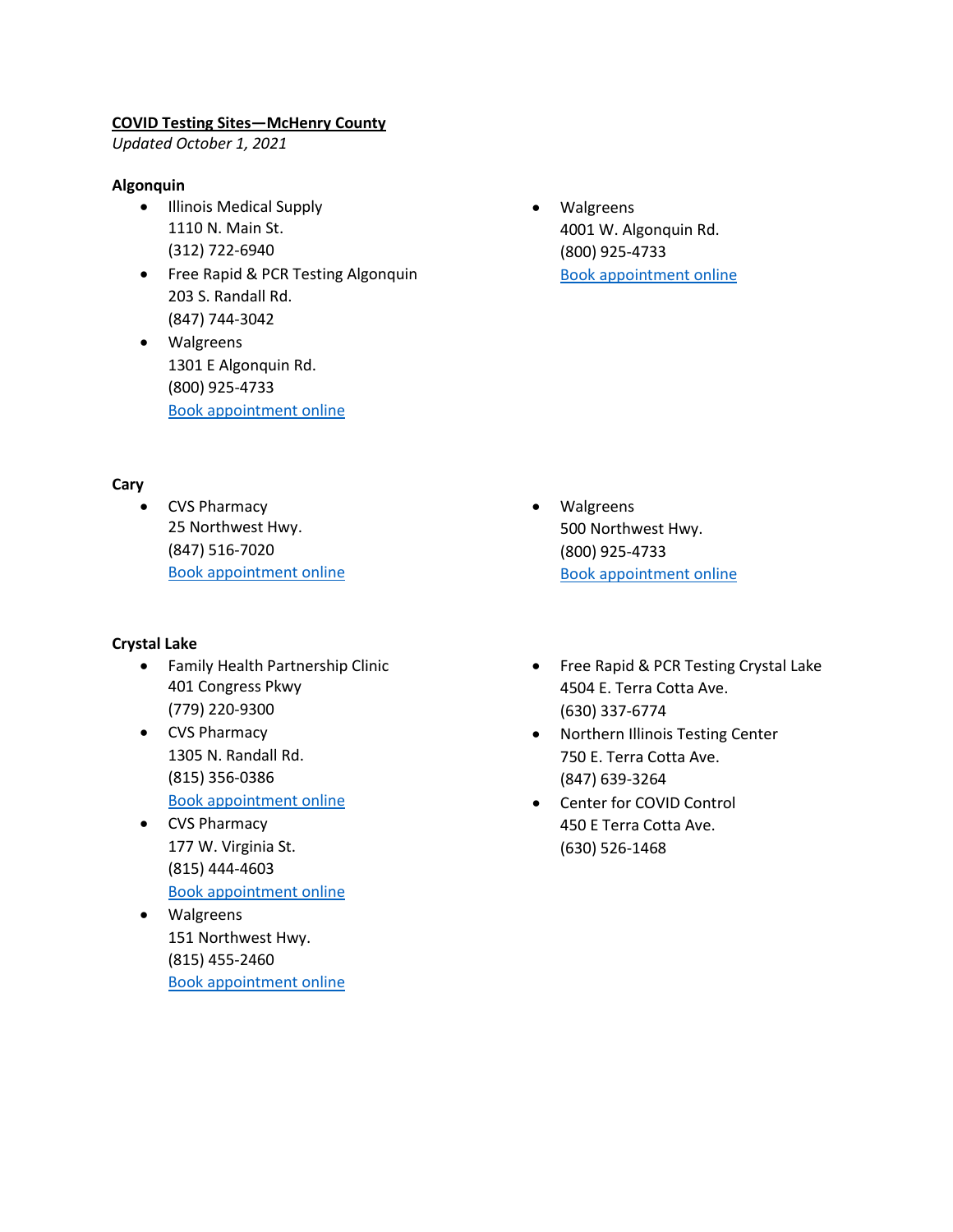# COVID Testing Sites—McHenry County

*Updated October 1, 2021*

## Algonquin

- Illinois Medical Supply
  1110 N. Main St.
  (312) 722-6940
- Free Rapid & PCR Testing Algonquin
  203 S. Randall Rd.
  (847) 744-3042
- Walgreens
  1301 E Algonquin Rd.
  (800) 925-4733
  Book appointment online
- Walgreens
  4001 W. Algonquin Rd.
  (800) 925-4733
  Book appointment online

## Cary

- CVS Pharmacy
  25 Northwest Hwy.
  (847) 516-7020
  Book appointment online
- Walgreens
  500 Northwest Hwy.
  (800) 925-4733
  Book appointment online

## Crystal Lake

- Family Health Partnership Clinic
  401 Congress Pkwy
  (779) 220-9300
- CVS Pharmacy
  1305 N. Randall Rd.
  (815) 356-0386
  Book appointment online
- CVS Pharmacy
  177 W. Virginia St.
  (815) 444-4603
  Book appointment online
- Walgreens
  151 Northwest Hwy.
  (815) 455-2460
  Book appointment online
- Free Rapid & PCR Testing Crystal Lake
  4504 E. Terra Cotta Ave.
  (630) 337-6774
- Northern Illinois Testing Center
  750 E. Terra Cotta Ave.
  (847) 639-3264
- Center for COVID Control
  450 E Terra Cotta Ave.
  (630) 526-1468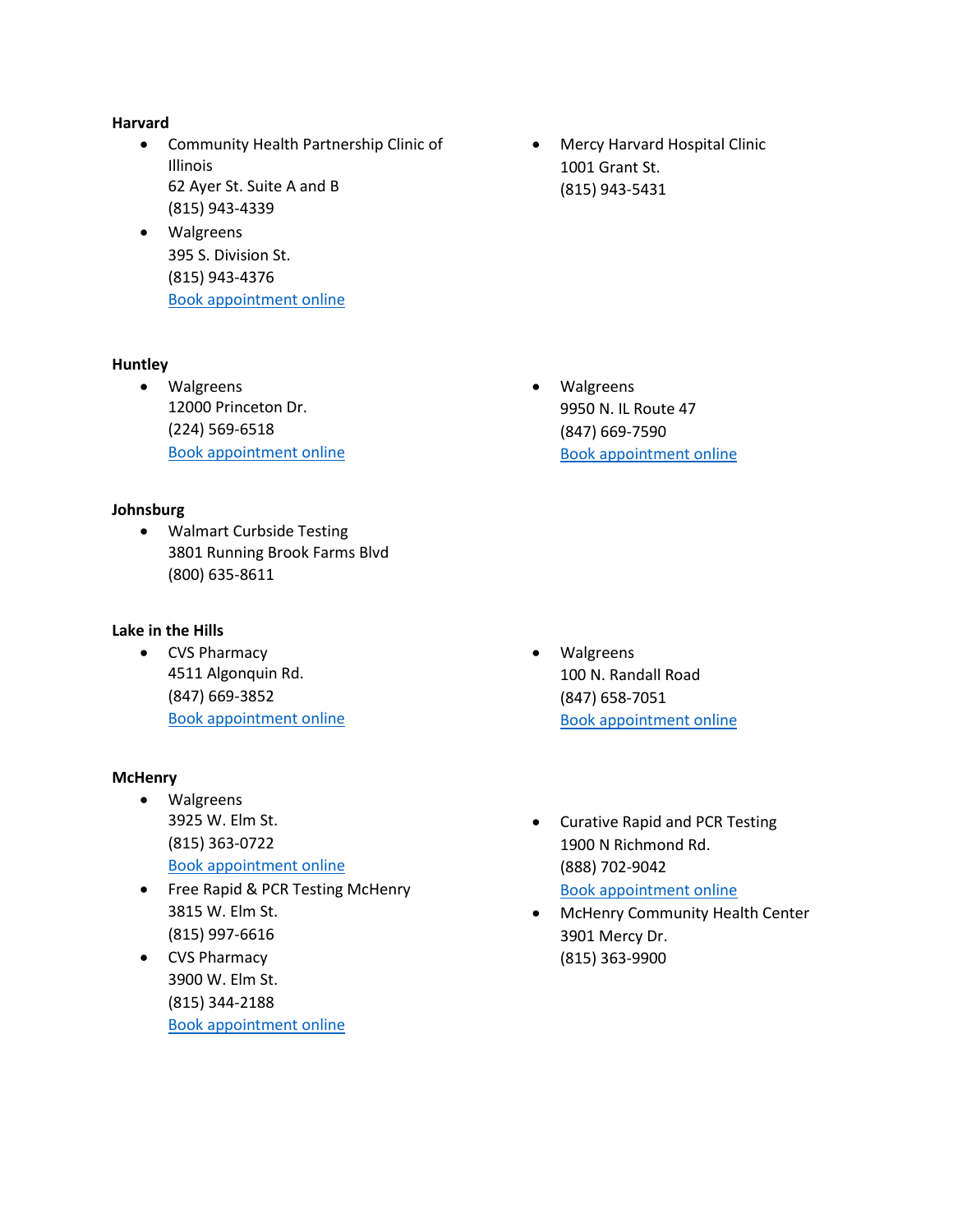**Harvard**

- Community Health Partnership Clinic of Illinois
  62 Ayer St. Suite A and B
  (815) 943-4339
- Walgreens
  395 S. Division St.
  (815) 943-4376
  Book appointment online
- Mercy Harvard Hospital Clinic
  1001 Grant St.
  (815) 943-5431

**Huntley**

- Walgreens
  12000 Princeton Dr.
  (224) 569-6518
  Book appointment online
- Walgreens
  9950 N. IL Route 47
  (847) 669-7590
  Book appointment online

**Johnsburg**

- Walmart Curbside Testing
  3801 Running Brook Farms Blvd
  (800) 635-8611

**Lake in the Hills**

- CVS Pharmacy
  4511 Algonquin Rd.
  (847) 669-3852
  Book appointment online
- Walgreens
  100 N. Randall Road
  (847) 658-7051
  Book appointment online

**McHenry**

- Walgreens
  3925 W. Elm St.
  (815) 363-0722
  Book appointment online
- Free Rapid & PCR Testing McHenry
  3815 W. Elm St.
  (815) 997-6616
- CVS Pharmacy
  3900 W. Elm St.
  (815) 344-2188
  Book appointment online
- Curative Rapid and PCR Testing
  1900 N Richmond Rd.
  (888) 702-9042
  Book appointment online
- McHenry Community Health Center
  3901 Mercy Dr.
  (815) 363-9900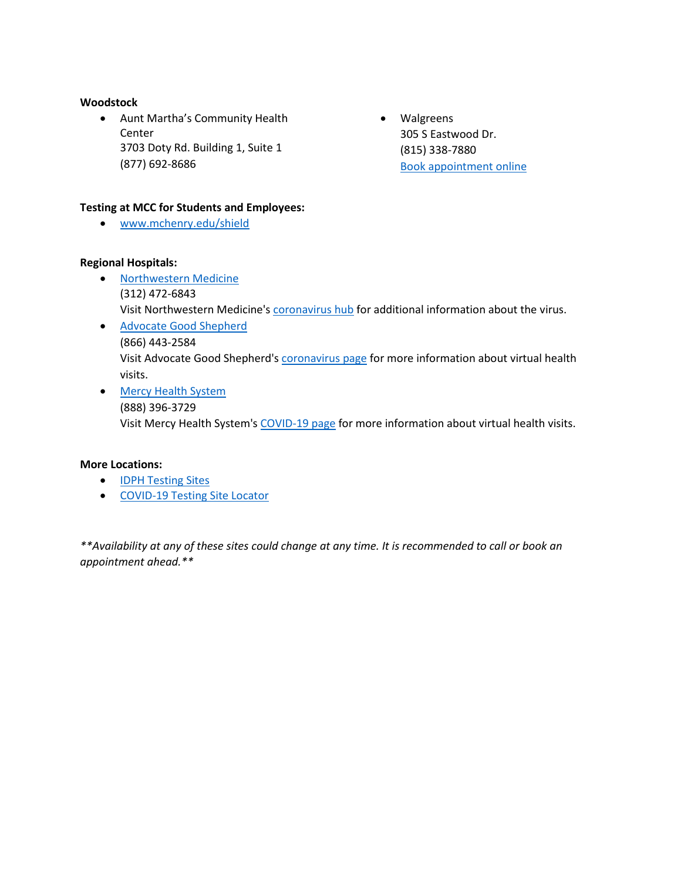**Woodstock**

- Aunt Martha's Community Health Center
  3703 Doty Rd. Building 1, Suite 1
  (877) 692-8686
- Walgreens
  305 S Eastwood Dr.
  (815) 338-7880
  Book appointment online

**Testing at MCC for Students and Employees:**

- www.mchenry.edu/shield

**Regional Hospitals:**

- Northwestern Medicine
  (312) 472-6843
  Visit Northwestern Medicine's coronavirus hub for additional information about the virus.
- Advocate Good Shepherd
  (866) 443-2584
  Visit Advocate Good Shepherd's coronavirus page for more information about virtual health visits.
- Mercy Health System
  (888) 396-3729
  Visit Mercy Health System's COVID-19 page for more information about virtual health visits.

**More Locations:**

- IDPH Testing Sites
- COVID-19 Testing Site Locator

*\*\*Availability at any of these sites could change at any time. It is recommended to call or book an appointment ahead.\*\**